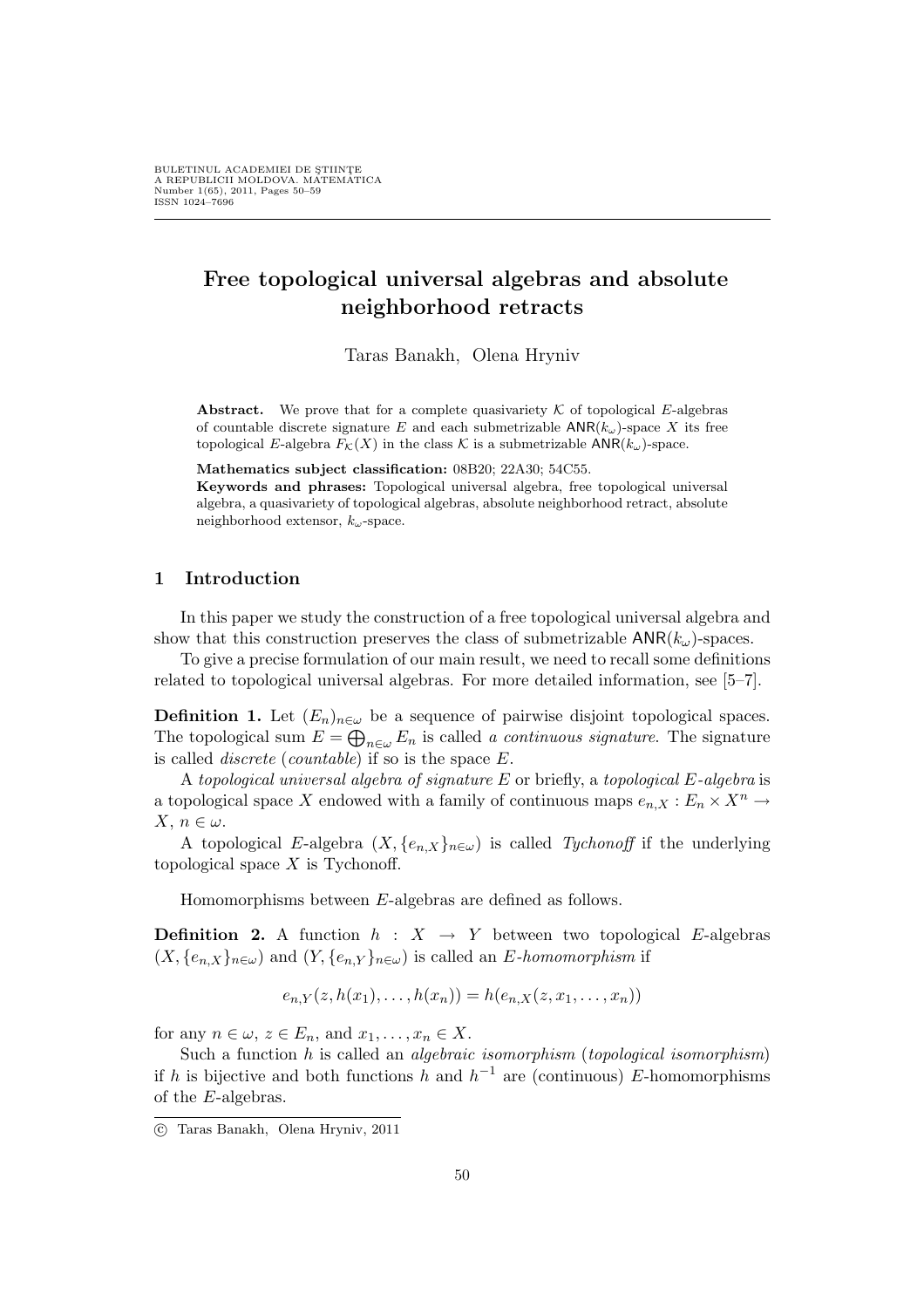# Free topological universal algebras and absolute neighborhood retracts

Taras Banakh, Olena Hryniv

**Abstract.** We prove that for a complete quasivariety $\mathcal{K}$ of topological $E$-algebras of countable discrete signature $E$ and each submetrizable $\mathsf{ANR}(k_\omega)$-space $X$ its free topological $E$-algebra $F_{\mathcal{K}}(X)$ in the class $\mathcal{K}$ is a submetrizable $\mathsf{ANR}(k_\omega)$-space.

**Mathematics subject classification:** 08B20; 22A30; 54C55.

**Keywords and phrases:** Topological universal algebra, free topological universal algebra, a quasivariety of topological algebras, absolute neighborhood retract, absolute neighborhood extensor, $k_\omega$-space.

## 1 Introduction

In this paper we study the construction of a free topological universal algebra and show that this construction preserves the class of submetrizable $\mathsf{ANR}(k_\omega)$-spaces.

To give a precise formulation of our main result, we need to recall some definitions related to topological universal algebras. For more detailed information, see [5–7].

**Definition 1.** Let $(E_n)_{n\in\omega}$ be a sequence of pairwise disjoint topological spaces. The topological sum $E = \bigoplus_{n\in\omega} E_n$ is called *a continuous signature*. The signature is called *discrete* (*countable*) if so is the space $E$.

A *topological universal algebra of signature* $E$ or briefly, a *topological $E$-algebra* is a topological space $X$ endowed with a family of continuous maps $e_{n,X} : E_n \times X^n \to X$, $n \in \omega$.

A topological $E$-algebra $(X, \{e_{n,X}\}_{n\in\omega})$ is called *Tychonoff* if the underlying topological space $X$ is Tychonoff.

Homomorphisms between $E$-algebras are defined as follows.

**Definition 2.** A function $h : X \to Y$ between two topological $E$-algebras $(X, \{e_{n,X}\}_{n\in\omega})$ and $(Y, \{e_{n,Y}\}_{n\in\omega})$ is called an *$E$-homomorphism* if

$$e_{n,Y}(z, h(x_1), \dots, h(x_n)) = h(e_{n,X}(z, x_1, \dots, x_n))$$

for any $n \in \omega$, $z \in E_n$, and $x_1, \dots, x_n \in X$.

Such a function $h$ is called an *algebraic isomorphism* (*topological isomorphism*) if $h$ is bijective and both functions $h$ and $h^{-1}$ are (continuous) $E$-homomorphisms of the $E$-algebras.

© Taras Banakh, Olena Hryniv, 2011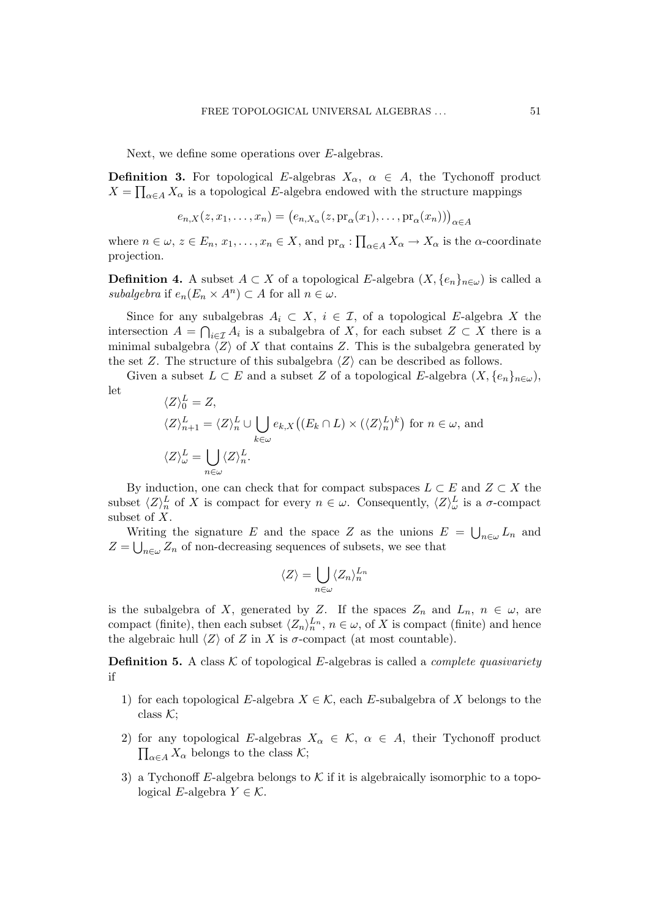Next, we define some operations over $E$-algebras.

**Definition 3.** For topological $E$-algebras $X_\alpha$, $\alpha \in A$, the Tychonoff product $X = \prod_{\alpha\in A} X_\alpha$ is a topological $E$-algebra endowed with the structure mappings

$$e_{n,X}(z, x_1, \dots, x_n) = \big(e_{n,X_\alpha}(z, \mathrm{pr}_\alpha(x_1), \dots, \mathrm{pr}_\alpha(x_n))\big)_{\alpha\in A}$$

where $n \in \omega$, $z \in E_n$, $x_1, \dots, x_n \in X$, and $\mathrm{pr}_\alpha : \prod_{\alpha\in A} X_\alpha \to X_\alpha$ is the $\alpha$-coordinate projection.

**Definition 4.** A subset $A \subset X$ of a topological $E$-algebra $(X, \{e_n\}_{n\in\omega})$ is called a *subalgebra* if $e_n(E_n \times A^n) \subset A$ for all $n \in \omega$.

Since for any subalgebras $A_i \subset X$, $i \in \mathcal{I}$, of a topological $E$-algebra $X$ the intersection $A = \bigcap_{i\in\mathcal{I}} A_i$ is a subalgebra of $X$, for each subset $Z \subset X$ there is a minimal subalgebra $\langle Z\rangle$ of $X$ that contains $Z$. This is the subalgebra generated by the set $Z$. The structure of this subalgebra $\langle Z\rangle$ can be described as follows.

Given a subset $L \subset E$ and a subset $Z$ of a topological $E$-algebra $(X, \{e_n\}_{n\in\omega})$, let

$$\langle Z\rangle_0^L = Z,$$
$$\langle Z\rangle_{n+1}^L = \langle Z\rangle_n^L \cup \bigcup_{k\in\omega} e_{k,X}\big((E_k \cap L) \times (\langle Z\rangle_n^L)^k\big) \text{ for } n \in \omega, \text{ and}$$
$$\langle Z\rangle_\omega^L = \bigcup_{n\in\omega} \langle Z\rangle_n^L.$$

By induction, one can check that for compact subspaces $L \subset E$ and $Z \subset X$ the subset $\langle Z\rangle_n^L$ of $X$ is compact for every $n \in \omega$. Consequently, $\langle Z\rangle_\omega^L$ is a $\sigma$-compact subset of $X$.

Writing the signature $E$ and the space $Z$ as the unions $E = \bigcup_{n\in\omega} L_n$ and $Z = \bigcup_{n\in\omega} Z_n$ of non-decreasing sequences of subsets, we see that

$$\langle Z\rangle = \bigcup_{n\in\omega} \langle Z_n\rangle_n^{L_n}$$

is the subalgebra of $X$, generated by $Z$. If the spaces $Z_n$ and $L_n$, $n \in \omega$, are compact (finite), then each subset $\langle Z_n\rangle_n^{L_n}$, $n \in \omega$, of $X$ is compact (finite) and hence the algebraic hull $\langle Z\rangle$ of $Z$ in $X$ is $\sigma$-compact (at most countable).

**Definition 5.** A class $\mathcal{K}$ of topological $E$-algebras is called a *complete quasivariety* if

1) for each topological $E$-algebra $X \in \mathcal{K}$, each $E$-subalgebra of $X$ belongs to the class $\mathcal{K}$;
2) for any topological $E$-algebras $X_\alpha \in \mathcal{K}$, $\alpha \in A$, their Tychonoff product $\prod_{\alpha\in A} X_\alpha$ belongs to the class $\mathcal{K}$;
3) a Tychonoff $E$-algebra belongs to $\mathcal{K}$ if it is algebraically isomorphic to a topological $E$-algebra $Y \in \mathcal{K}$.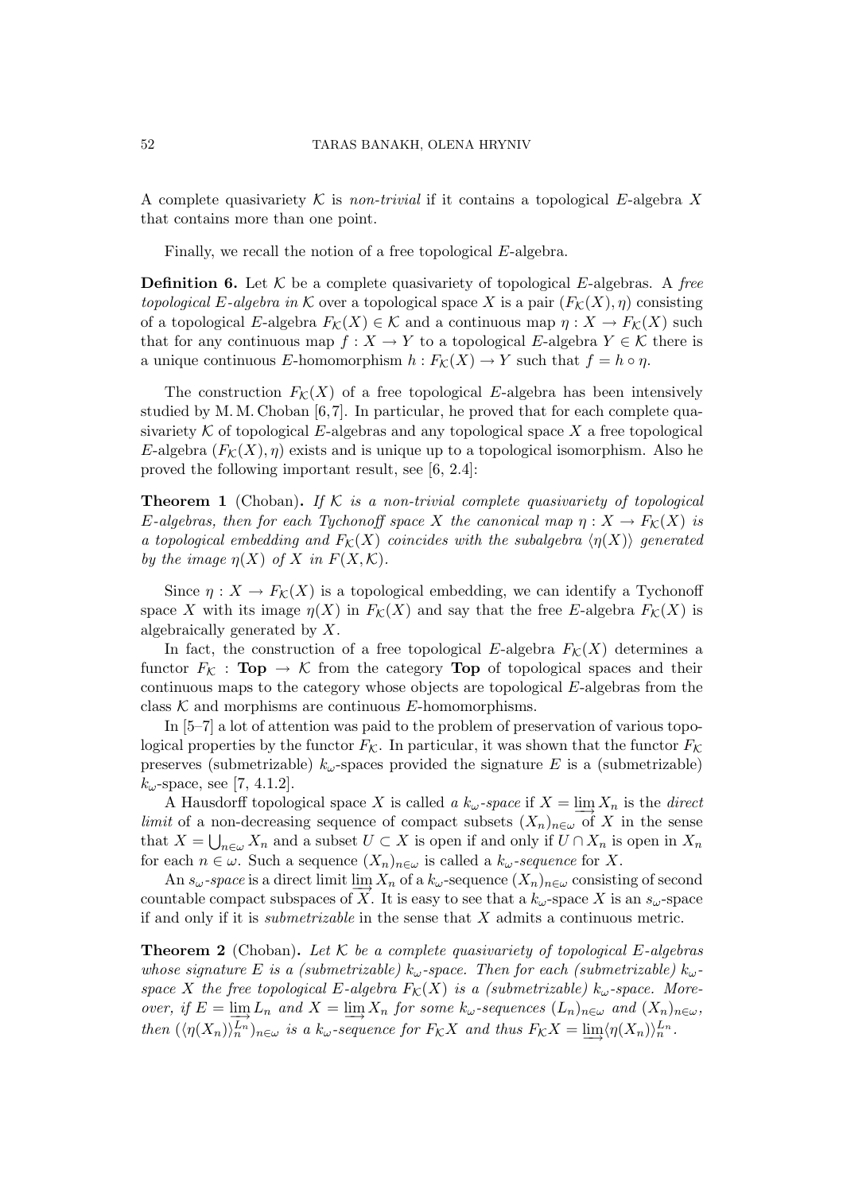A complete quasivariety $\mathcal{K}$ is *non-trivial* if it contains a topological $E$-algebra $X$ that contains more than one point.

Finally, we recall the notion of a free topological $E$-algebra.

**Definition 6.** Let $\mathcal{K}$ be a complete quasivariety of topological $E$-algebras. A *free topological $E$-algebra in $\mathcal{K}$* over a topological space $X$ is a pair $(F_{\mathcal{K}}(X), \eta)$ consisting of a topological $E$-algebra $F_{\mathcal{K}}(X) \in \mathcal{K}$ and a continuous map $\eta : X \to F_{\mathcal{K}}(X)$ such that for any continuous map $f : X \to Y$ to a topological $E$-algebra $Y \in \mathcal{K}$ there is a unique continuous $E$-homomorphism $h : F_{\mathcal{K}}(X) \to Y$ such that $f = h \circ \eta$.

The construction $F_{\mathcal{K}}(X)$ of a free topological $E$-algebra has been intensively studied by M. M. Choban [6,7]. In particular, he proved that for each complete quasivariety $\mathcal{K}$ of topological $E$-algebras and any topological space $X$ a free topological $E$-algebra $(F_{\mathcal{K}}(X), \eta)$ exists and is unique up to a topological isomorphism. Also he proved the following important result, see [6, 2.4]:

**Theorem 1** (Choban)**.** *If $\mathcal{K}$ is a non-trivial complete quasivariety of topological $E$-algebras, then for each Tychonoff space $X$ the canonical map $\eta : X \to F_{\mathcal{K}}(X)$ is a topological embedding and $F_{\mathcal{K}}(X)$ coincides with the subalgebra $\langle \eta(X) \rangle$ generated by the image $\eta(X)$ of $X$ in $F(X, \mathcal{K})$.*

Since $\eta : X \to F_{\mathcal{K}}(X)$ is a topological embedding, we can identify a Tychonoff space $X$ with its image $\eta(X)$ in $F_{\mathcal{K}}(X)$ and say that the free $E$-algebra $F_{\mathcal{K}}(X)$ is algebraically generated by $X$.

In fact, the construction of a free topological $E$-algebra $F_{\mathcal{K}}(X)$ determines a functor $F_{\mathcal{K}} : \mathbf{Top} \to \mathcal{K}$ from the category $\mathbf{Top}$ of topological spaces and their continuous maps to the category whose objects are topological $E$-algebras from the class $\mathcal{K}$ and morphisms are continuous $E$-homomorphisms.

In [5–7] a lot of attention was paid to the problem of preservation of various topological properties by the functor $F_{\mathcal{K}}$. In particular, it was shown that the functor $F_{\mathcal{K}}$ preserves (submetrizable) $k_\omega$-spaces provided the signature $E$ is a (submetrizable) $k_\omega$-space, see [7, 4.1.2].

A Hausdorff topological space $X$ is called *a $k_\omega$-space* if $X = \varinjlim X_n$ is the *direct limit* of a non-decreasing sequence of compact subsets $(X_n)_{n\in\omega}$ of $X$ in the sense that $X = \bigcup_{n\in\omega} X_n$ and a subset $U \subset X$ is open if and only if $U \cap X_n$ is open in $X_n$ for each $n \in \omega$. Such a sequence $(X_n)_{n\in\omega}$ is called a *$k_\omega$-sequence* for $X$.

An *$s_\omega$-space* is a direct limit $\varinjlim X_n$ of a $k_\omega$-sequence $(X_n)_{n\in\omega}$ consisting of second countable compact subspaces of $X$. It is easy to see that a $k_\omega$-space $X$ is an $s_\omega$-space if and only if it is *submetrizable* in the sense that $X$ admits a continuous metric.

**Theorem 2** (Choban)**.** *Let $\mathcal{K}$ be a complete quasivariety of topological $E$-algebras whose signature $E$ is a (submetrizable) $k_\omega$-space. Then for each (submetrizable) $k_\omega$-space $X$ the free topological $E$-algebra $F_{\mathcal{K}}(X)$ is a (submetrizable) $k_\omega$-space. Moreover, if $E = \varinjlim L_n$ and $X = \varinjlim X_n$ for some $k_\omega$-sequences $(L_n)_{n\in\omega}$ and $(X_n)_{n\in\omega}$, then $(\langle \eta(X_n) \rangle_n^{L_n})_{n\in\omega}$ is a $k_\omega$-sequence for $F_{\mathcal{K}}X$ and thus $F_{\mathcal{K}}X = \varinjlim \langle \eta(X_n) \rangle_n^{L_n}$.*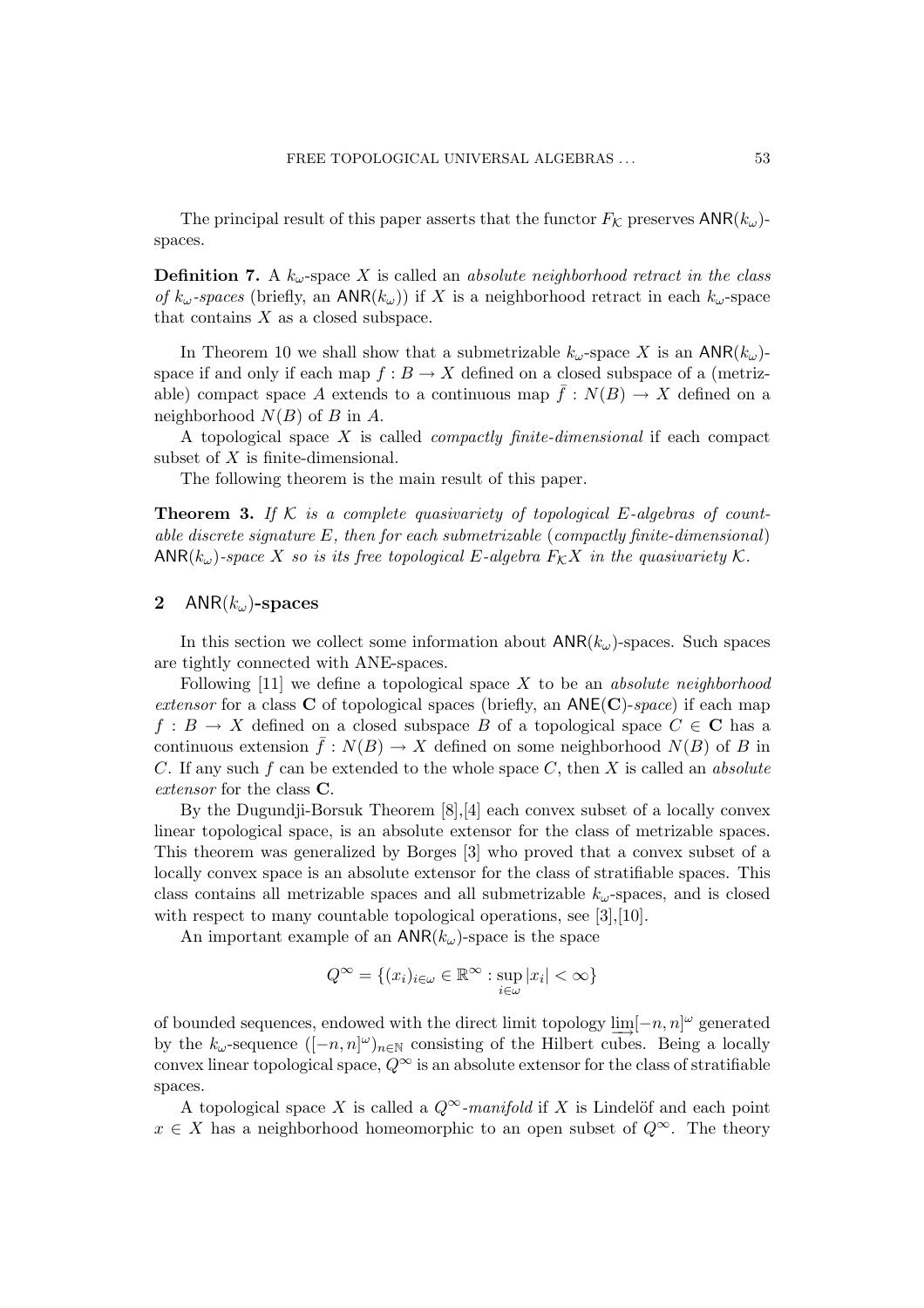The principal result of this paper asserts that the functor $F_{\mathcal{K}}$ preserves $\mathsf{ANR}(k_\omega)$-spaces.

**Definition 7.** A $k_\omega$-space $X$ is called an *absolute neighborhood retract in the class of $k_\omega$-spaces* (briefly, an $\mathsf{ANR}(k_\omega)$) if $X$ is a neighborhood retract in each $k_\omega$-space that contains $X$ as a closed subspace.

In Theorem 10 we shall show that a submetrizable $k_\omega$-space $X$ is an $\mathsf{ANR}(k_\omega)$-space if and only if each map $f : B \to X$ defined on a closed subspace of a (metrizable) compact space $A$ extends to a continuous map $\bar{f} : N(B) \to X$ defined on a neighborhood $N(B)$ of $B$ in $A$.

A topological space $X$ is called *compactly finite-dimensional* if each compact subset of $X$ is finite-dimensional.

The following theorem is the main result of this paper.

**Theorem 3.** *If $\mathcal{K}$ is a complete quasivariety of topological $E$-algebras of countable discrete signature $E$, then for each submetrizable* (*compactly finite-dimensional*) *$\mathsf{ANR}(k_\omega)$-space $X$ so is its free topological $E$-algebra $F_{\mathcal{K}}X$ in the quasivariety $\mathcal{K}$.*

## 2 $\mathsf{ANR}(k_\omega)$-spaces

In this section we collect some information about $\mathsf{ANR}(k_\omega)$-spaces. Such spaces are tightly connected with ANE-spaces.

Following [11] we define a topological space $X$ to be an *absolute neighborhood extensor* for a class $\mathbf{C}$ of topological spaces (briefly, an $\mathsf{ANE}(\mathbf{C})$-*space*) if each map $f : B \to X$ defined on a closed subspace $B$ of a topological space $C \in \mathbf{C}$ has a continuous extension $\bar{f} : N(B) \to X$ defined on some neighborhood $N(B)$ of $B$ in $C$. If any such $f$ can be extended to the whole space $C$, then $X$ is called an *absolute extensor* for the class $\mathbf{C}$.

By the Dugundji-Borsuk Theorem [8],[4] each convex subset of a locally convex linear topological space, is an absolute extensor for the class of metrizable spaces. This theorem was generalized by Borges [3] who proved that a convex subset of a locally convex space is an absolute extensor for the class of stratifiable spaces. This class contains all metrizable spaces and all submetrizable $k_\omega$-spaces, and is closed with respect to many countable topological operations, see [3],[10].

An important example of an $\mathsf{ANR}(k_\omega)$-space is the space

$$Q^\infty = \{(x_i)_{i\in\omega} \in \mathbb{R}^\infty : \sup_{i\in\omega} |x_i| < \infty\}$$

of bounded sequences, endowed with the direct limit topology $\varinjlim[-n,n]^\omega$ generated by the $k_\omega$-sequence $([-n,n]^\omega)_{n\in\mathbb{N}}$ consisting of the Hilbert cubes. Being a locally convex linear topological space, $Q^\infty$ is an absolute extensor for the class of stratifiable spaces.

A topological space $X$ is called a $Q^\infty$-*manifold* if $X$ is Lindelöf and each point $x \in X$ has a neighborhood homeomorphic to an open subset of $Q^\infty$. The theory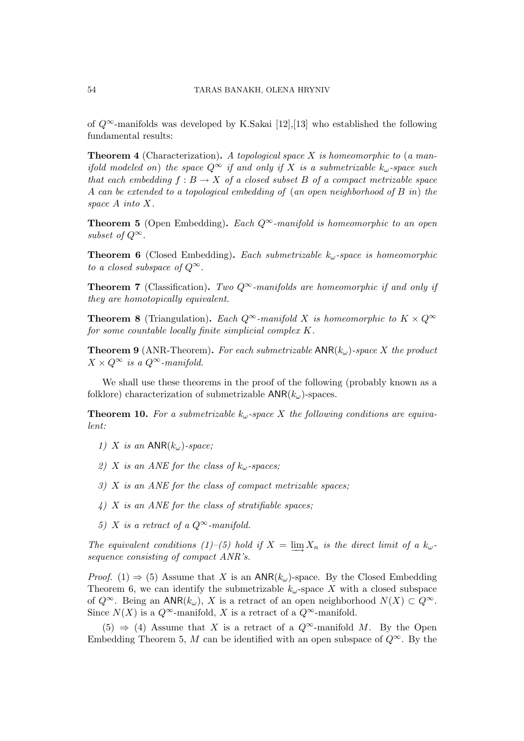of $Q^\infty$-manifolds was developed by K.Sakai [12],[13] who established the following fundamental results:

**Theorem 4** (Characterization)**.** *A topological space $X$ is homeomorphic to* (*a manifold modeled on*) *the space $Q^\infty$ if and only if $X$ is a submetrizable $k_\omega$-space such that each embedding $f : B \to X$ of a closed subset $B$ of a compact metrizable space $A$ can be extended to a topological embedding of* (*an open neighborhood of $B$ in*) *the space $A$ into $X$.*

**Theorem 5** (Open Embedding)**.** *Each $Q^\infty$-manifold is homeomorphic to an open subset of $Q^\infty$.*

**Theorem 6** (Closed Embedding)**.** *Each submetrizable $k_\omega$-space is homeomorphic to a closed subspace of $Q^\infty$.*

**Theorem 7** (Classification)**.** *Two $Q^\infty$-manifolds are homeomorphic if and only if they are homotopically equivalent.*

**Theorem 8** (Triangulation)**.** *Each $Q^\infty$-manifold $X$ is homeomorphic to $K \times Q^\infty$ for some countable locally finite simplicial complex $K$.*

**Theorem 9** (ANR-Theorem)**.** *For each submetrizable $\mathsf{ANR}(k_\omega)$-space $X$ the product $X \times Q^\infty$ is a $Q^\infty$-manifold.*

We shall use these theorems in the proof of the following (probably known as a folklore) characterization of submetrizable $\mathsf{ANR}(k_\omega)$-spaces.

**Theorem 10.** *For a submetrizable $k_\omega$-space $X$ the following conditions are equivalent:*

1) *$X$ is an $\mathsf{ANR}(k_\omega)$-space;*
2) *$X$ is an ANE for the class of $k_\omega$-spaces;*
3) *$X$ is an ANE for the class of compact metrizable spaces;*
4) *$X$ is an ANE for the class of stratifiable spaces;*
5) *$X$ is a retract of a $Q^\infty$-manifold.*

*The equivalent conditions (1)–(5) hold if $X = \varinjlim X_n$ is the direct limit of a $k_\omega$-sequence consisting of compact ANR's.*

*Proof.* (1) $\Rightarrow$ (5) Assume that $X$ is an $\mathsf{ANR}(k_\omega)$-space. By the Closed Embedding Theorem 6, we can identify the submetrizable $k_\omega$-space $X$ with a closed subspace of $Q^\infty$. Being an $\mathsf{ANR}(k_\omega)$, $X$ is a retract of an open neighborhood $N(X) \subset Q^\infty$. Since $N(X)$ is a $Q^\infty$-manifold, $X$ is a retract of a $Q^\infty$-manifold.

(5) $\Rightarrow$ (4) Assume that $X$ is a retract of a $Q^\infty$-manifold $M$. By the Open Embedding Theorem 5, $M$ can be identified with an open subspace of $Q^\infty$. By the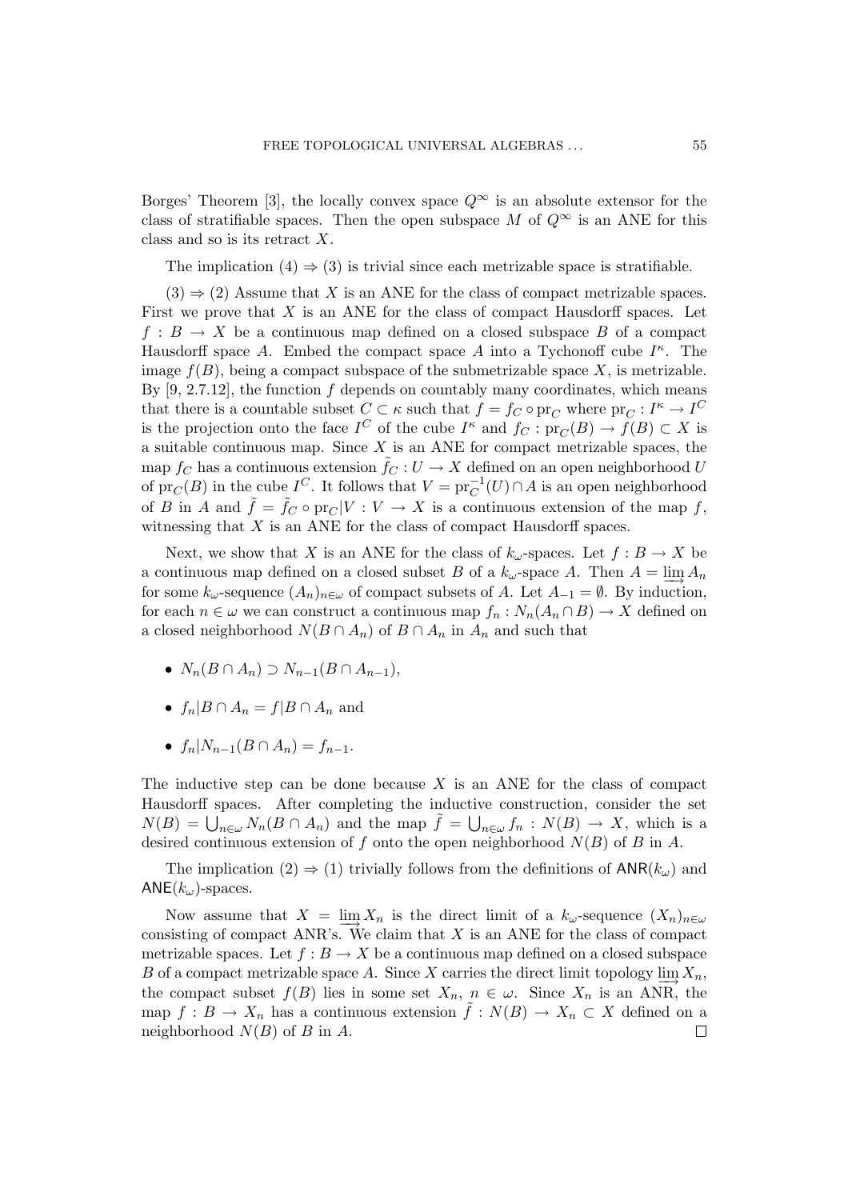Borges' Theorem [3], the locally convex space $Q^\infty$ is an absolute extensor for the class of stratifiable spaces. Then the open subspace $M$ of $Q^\infty$ is an ANE for this class and so is its retract $X$.

The implication (4) $\Rightarrow$ (3) is trivial since each metrizable space is stratifiable.

(3) $\Rightarrow$ (2) Assume that $X$ is an ANE for the class of compact metrizable spaces. First we prove that $X$ is an ANE for the class of compact Hausdorff spaces. Let $f : B \to X$ be a continuous map defined on a closed subspace $B$ of a compact Hausdorff space $A$. Embed the compact space $A$ into a Tychonoff cube $I^\kappa$. The image $f(B)$, being a compact subspace of the submetrizable space $X$, is metrizable. By [9, 2.7.12], the function $f$ depends on countably many coordinates, which means that there is a countable subset $C \subset \kappa$ such that $f = f_C \circ \mathrm{pr}_C$ where $\mathrm{pr}_C : I^\kappa \to I^C$ is the projection onto the face $I^C$ of the cube $I^\kappa$ and $f_C : \mathrm{pr}_C(B) \to f(B) \subset X$ is a suitable continuous map. Since $X$ is an ANE for compact metrizable spaces, the map $f_C$ has a continuous extension $\tilde{f}_C : U \to X$ defined on an open neighborhood $U$ of $\mathrm{pr}_C(B)$ in the cube $I^C$. It follows that $V = \mathrm{pr}_C^{-1}(U) \cap A$ is an open neighborhood of $B$ in $A$ and $\tilde{f} = \tilde{f}_C \circ \mathrm{pr}_C|V : V \to X$ is a continuous extension of the map $f$, witnessing that $X$ is an ANE for the class of compact Hausdorff spaces.

Next, we show that $X$ is an ANE for the class of $k_\omega$-spaces. Let $f : B \to X$ be a continuous map defined on a closed subset $B$ of a $k_\omega$-space $A$. Then $A = \varinjlim A_n$ for some $k_\omega$-sequence $(A_n)_{n\in\omega}$ of compact subsets of $A$. Let $A_{-1} = \emptyset$. By induction, for each $n \in \omega$ we can construct a continuous map $f_n : N_n(A_n \cap B) \to X$ defined on a closed neighborhood $N(B \cap A_n)$ of $B \cap A_n$ in $A_n$ and such that

- $N_n(B \cap A_n) \supset N_{n-1}(B \cap A_{n-1})$,
- $f_n|B \cap A_n = f|B \cap A_n$ and
- $f_n|N_{n-1}(B \cap A_n) = f_{n-1}$.

The inductive step can be done because $X$ is an ANE for the class of compact Hausdorff spaces. After completing the inductive construction, consider the set $N(B) = \bigcup_{n\in\omega} N_n(B \cap A_n)$ and the map $\tilde{f} = \bigcup_{n\in\omega} f_n : N(B) \to X$, which is a desired continuous extension of $f$ onto the open neighborhood $N(B)$ of $B$ in $A$.

The implication (2) $\Rightarrow$ (1) trivially follows from the definitions of $\mathsf{ANR}(k_\omega)$ and $\mathsf{ANE}(k_\omega)$-spaces.

Now assume that $X = \varinjlim X_n$ is the direct limit of a $k_\omega$-sequence $(X_n)_{n\in\omega}$ consisting of compact ANR's. We claim that $X$ is an ANE for the class of compact metrizable spaces. Let $f : B \to X$ be a continuous map defined on a closed subspace $B$ of a compact metrizable space $A$. Since $X$ carries the direct limit topology $\varinjlim X_n$, the compact subset $f(B)$ lies in some set $X_n$, $n \in \omega$. Since $X_n$ is an ANR, the map $f : B \to X_n$ has a continuous extension $\tilde{f} : N(B) \to X_n \subset X$ defined on a neighborhood $N(B)$ of $B$ in $A$. $\square$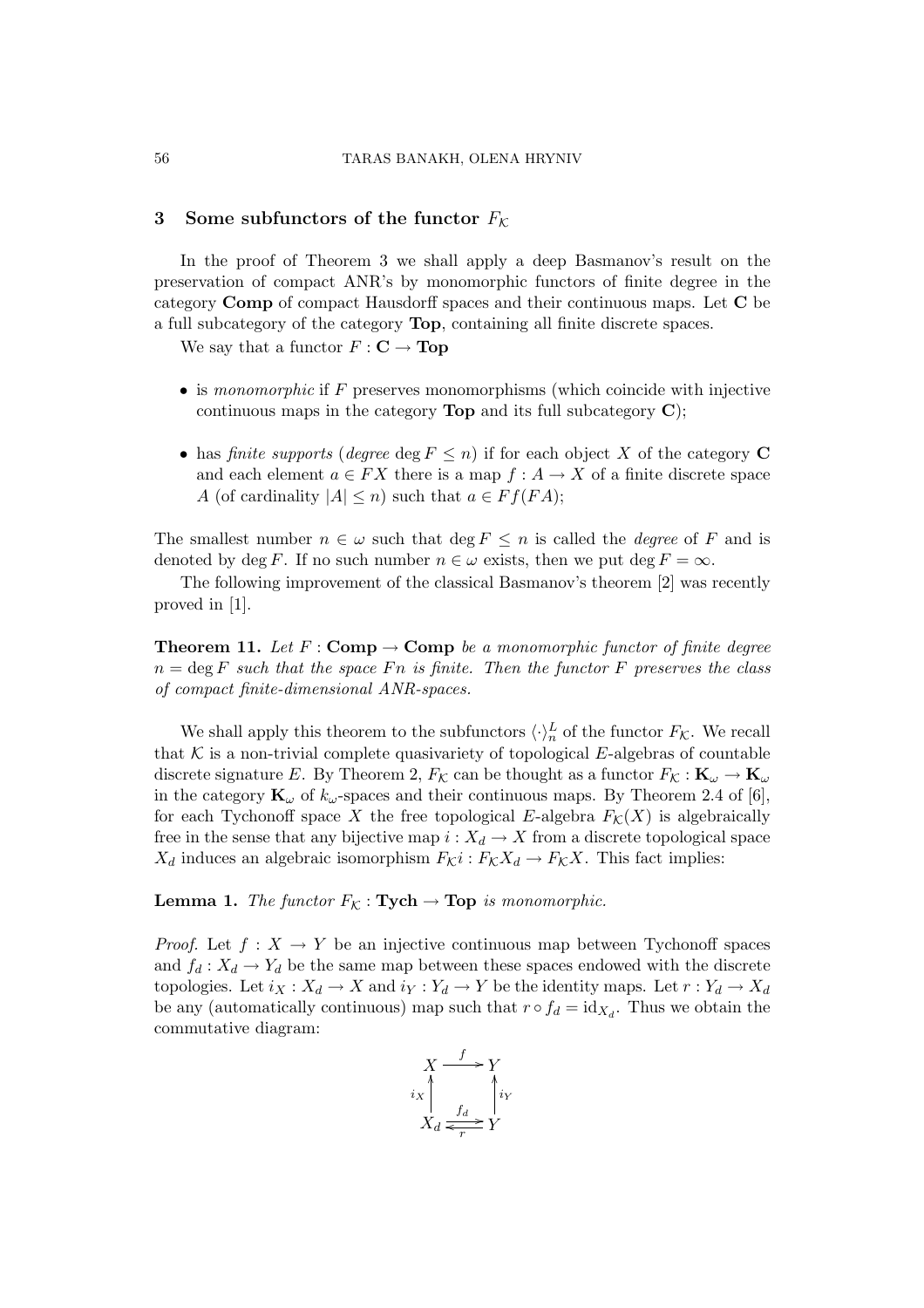## 3 Some subfunctors of the functor $F_{\mathcal{K}}$

In the proof of Theorem 3 we shall apply a deep Basmanov's result on the preservation of compact ANR's by monomorphic functors of finite degree in the category **Comp** of compact Hausdorff spaces and their continuous maps. Let **C** be a full subcategory of the category **Top**, containing all finite discrete spaces.

We say that a functor $F : \mathbf{C} \to \mathbf{Top}$

- is *monomorphic* if $F$ preserves monomorphisms (which coincide with injective continuous maps in the category **Top** and its full subcategory **C**);
- has *finite supports* (*degree* $\deg F \le n$) if for each object $X$ of the category **C** and each element $a \in FX$ there is a map $f : A \to X$ of a finite discrete space $A$ (of cardinality $|A| \le n$) such that $a \in Ff(FA)$;

The smallest number $n \in \omega$ such that $\deg F \le n$ is called the *degree* of $F$ and is denoted by $\deg F$. If no such number $n \in \omega$ exists, then we put $\deg F = \infty$.

The following improvement of the classical Basmanov's theorem [2] was recently proved in [1].

**Theorem 11.** *Let $F : \mathbf{Comp} \to \mathbf{Comp}$ be a monomorphic functor of finite degree $n = \deg F$ such that the space $Fn$ is finite. Then the functor $F$ preserves the class of compact finite-dimensional ANR-spaces.*

We shall apply this theorem to the subfunctors $\langle\cdot\rangle_n^L$ of the functor $F_{\mathcal{K}}$. We recall that $\mathcal{K}$ is a non-trivial complete quasivariety of topological $E$-algebras of countable discrete signature $E$. By Theorem 2, $F_{\mathcal{K}}$ can be thought as a functor $F_{\mathcal{K}} : \mathbf{K}_\omega \to \mathbf{K}_\omega$ in the category $\mathbf{K}_\omega$ of $k_\omega$-spaces and their continuous maps. By Theorem 2.4 of [6], for each Tychonoff space $X$ the free topological $E$-algebra $F_{\mathcal{K}}(X)$ is algebraically free in the sense that any bijective map $i : X_d \to X$ from a discrete topological space $X_d$ induces an algebraic isomorphism $F_{\mathcal{K}} i : F_{\mathcal{K}} X_d \to F_{\mathcal{K}} X$. This fact implies:

**Lemma 1.** *The functor $F_{\mathcal{K}} : \mathbf{Tych} \to \mathbf{Top}$ is monomorphic.*

*Proof.* Let $f : X \to Y$ be an injective continuous map between Tychonoff spaces and $f_d : X_d \to Y_d$ be the same map between these spaces endowed with the discrete topologies. Let $i_X : X_d \to X$ and $i_Y : Y_d \to Y$ be the identity maps. Let $r : Y_d \to X_d$ be any (automatically continuous) map such that $r \circ f_d = \mathrm{id}_{X_d}$. Thus we obtain the commutative diagram:

$$
\begin{array}{ccc}
X & \xrightarrow{\ f\ } & Y \\
{\scriptstyle i_X}\uparrow & & \uparrow{\scriptstyle i_Y} \\
X_d & \underset{r}{\overset{f_d}{\rightleftarrows}} & Y
\end{array}
$$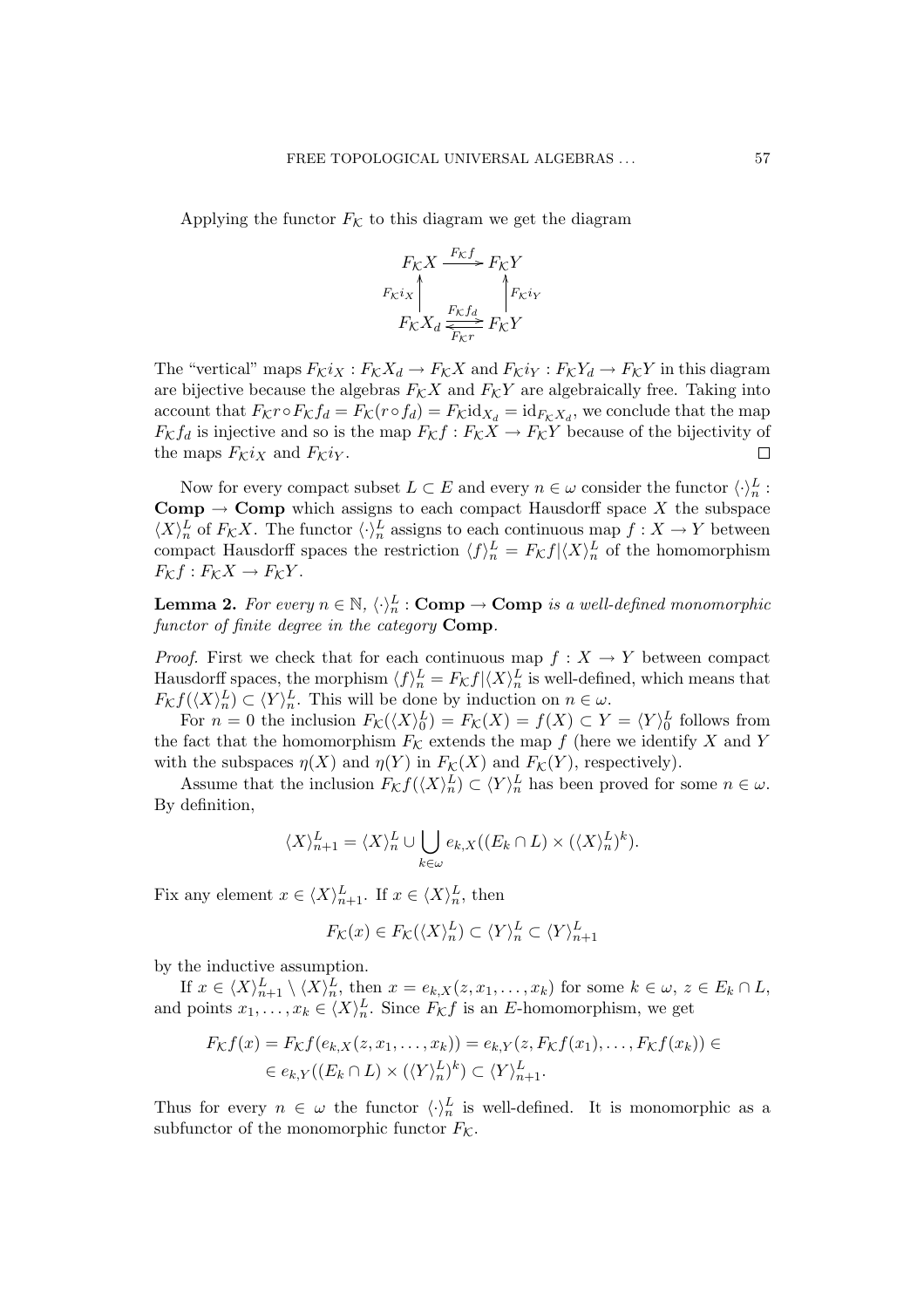Applying the functor $F_\mathcal{K}$ to this diagram we get the diagram

$$\begin{array}{ccc} F_\mathcal{K}X & \xrightarrow{F_\mathcal{K}f} & F_\mathcal{K}Y \\ {\scriptstyle F_\mathcal{K}i_X}\uparrow & & \uparrow{\scriptstyle F_\mathcal{K}i_Y} \\ F_\mathcal{K}X_d & \underset{F_\mathcal{K}r}{\overset{F_\mathcal{K}f_d}{\rightleftarrows}} & F_\mathcal{K}Y \end{array}$$

The "vertical" maps $F_\mathcal{K}i_X : F_\mathcal{K}X_d \to F_\mathcal{K}X$ and $F_\mathcal{K}i_Y : F_\mathcal{K}Y_d \to F_\mathcal{K}Y$ in this diagram are bijective because the algebras $F_\mathcal{K}X$ and $F_\mathcal{K}Y$ are algebraically free. Taking into account that $F_\mathcal{K}r \circ F_\mathcal{K}f_d = F_\mathcal{K}(r \circ f_d) = F_\mathcal{K}\mathrm{id}_{X_d} = \mathrm{id}_{F_\mathcal{K}X_d}$, we conclude that the map $F_\mathcal{K}f_d$ is injective and so is the map $F_\mathcal{K}f : F_\mathcal{K}X \to F_\mathcal{K}Y$ because of the bijectivity of the maps $F_\mathcal{K}i_X$ and $F_\mathcal{K}i_Y$. □

Now for every compact subset $L \subset E$ and every $n \in \omega$ consider the functor $\langle\cdot\rangle_n^L$ : **Comp** → **Comp** which assigns to each compact Hausdorff space $X$ the subspace $\langle X\rangle_n^L$ of $F_\mathcal{K}X$. The functor $\langle\cdot\rangle_n^L$ assigns to each continuous map $f : X \to Y$ between compact Hausdorff spaces the restriction $\langle f\rangle_n^L = F_\mathcal{K}f|\langle X\rangle_n^L$ of the homomorphism $F_\mathcal{K}f : F_\mathcal{K}X \to F_\mathcal{K}Y$.

**Lemma 2.** *For every $n \in \mathbb{N}$, $\langle\cdot\rangle_n^L$ :* **Comp** → **Comp** *is a well-defined monomorphic functor of finite degree in the category* **Comp**.

*Proof.* First we check that for each continuous map $f : X \to Y$ between compact Hausdorff spaces, the morphism $\langle f\rangle_n^L = F_\mathcal{K}f|\langle X\rangle_n^L$ is well-defined, which means that $F_\mathcal{K}f(\langle X\rangle_n^L) \subset \langle Y\rangle_n^L$. This will be done by induction on $n \in \omega$.

For $n = 0$ the inclusion $F_\mathcal{K}(\langle X\rangle_0^L) = F_\mathcal{K}(X) = f(X) \subset Y = \langle Y\rangle_0^L$ follows from the fact that the homomorphism $F_\mathcal{K}$ extends the map $f$ (here we identify $X$ and $Y$ with the subspaces $\eta(X)$ and $\eta(Y)$ in $F_\mathcal{K}(X)$ and $F_\mathcal{K}(Y)$, respectively).

Assume that the inclusion $F_\mathcal{K}f(\langle X\rangle_n^L) \subset \langle Y\rangle_n^L$ has been proved for some $n \in \omega$. By definition,

$$\langle X\rangle_{n+1}^L = \langle X\rangle_n^L \cup \bigcup_{k\in\omega} e_{k,X}((E_k \cap L) \times (\langle X\rangle_n^L)^k).$$

Fix any element $x \in \langle X\rangle_{n+1}^L$. If $x \in \langle X\rangle_n^L$, then

$$F_\mathcal{K}(x) \in F_\mathcal{K}(\langle X\rangle_n^L) \subset \langle Y\rangle_n^L \subset \langle Y\rangle_{n+1}^L$$

by the inductive assumption.

If $x \in \langle X\rangle_{n+1}^L \setminus \langle X\rangle_n^L$, then $x = e_{k,X}(z, x_1, \dots, x_k)$ for some $k \in \omega$, $z \in E_k \cap L$, and points $x_1, \dots, x_k \in \langle X\rangle_n^L$. Since $F_\mathcal{K}f$ is an $E$-homomorphism, we get

$$\begin{aligned} F_\mathcal{K}f(x) = F_\mathcal{K}f(e_{k,X}(z, x_1, \dots, x_k)) = e_{k,Y}(z, F_\mathcal{K}f(x_1), \dots, F_\mathcal{K}f(x_k)) \in \\ \in e_{k,Y}((E_k \cap L) \times (\langle Y\rangle_n^L)^k) \subset \langle Y\rangle_{n+1}^L. \end{aligned}$$

Thus for every $n \in \omega$ the functor $\langle\cdot\rangle_n^L$ is well-defined. It is monomorphic as a subfunctor of the monomorphic functor $F_\mathcal{K}$.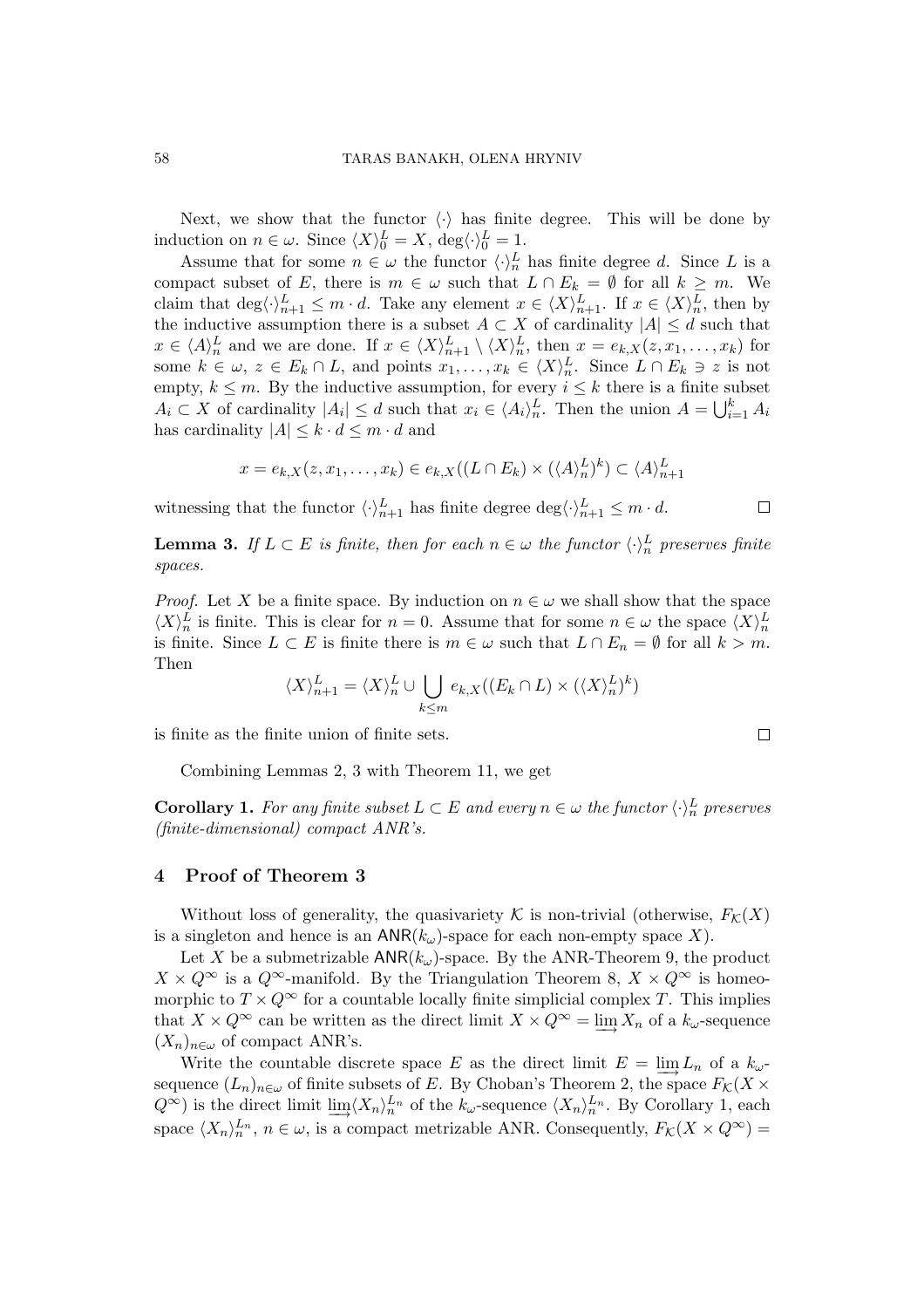Next, we show that the functor $\langle\cdot\rangle$ has finite degree. This will be done by induction on $n \in \omega$. Since $\langle X\rangle_0^L = X$, $\deg\langle\cdot\rangle_0^L = 1$.

Assume that for some $n \in \omega$ the functor $\langle\cdot\rangle_n^L$ has finite degree $d$. Since $L$ is a compact subset of $E$, there is $m \in \omega$ such that $L \cap E_k = \emptyset$ for all $k \geq m$. We claim that $\deg\langle\cdot\rangle_{n+1}^L \leq m \cdot d$. Take any element $x \in \langle X\rangle_{n+1}^L$. If $x \in \langle X\rangle_n^L$, then by the inductive assumption there is a subset $A \subset X$ of cardinality $|A| \leq d$ such that $x \in \langle A\rangle_n^L$ and we are done. If $x \in \langle X\rangle_{n+1}^L \setminus \langle X\rangle_n^L$, then $x = e_{k,X}(z, x_1, \dots, x_k)$ for some $k \in \omega$, $z \in E_k \cap L$, and points $x_1, \dots, x_k \in \langle X\rangle_n^L$. Since $L \cap E_k \ni z$ is not empty, $k \leq m$. By the inductive assumption, for every $i \leq k$ there is a finite subset $A_i \subset X$ of cardinality $|A_i| \leq d$ such that $x_i \in \langle A_i\rangle_n^L$. Then the union $A = \bigcup_{i=1}^k A_i$ has cardinality $|A| \leq k \cdot d \leq m \cdot d$ and

$$x = e_{k,X}(z, x_1, \dots, x_k) \in e_{k,X}((L \cap E_k) \times (\langle A\rangle_n^L)^k) \subset \langle A\rangle_{n+1}^L$$

witnessing that the functor $\langle\cdot\rangle_{n+1}^L$ has finite degree $\deg\langle\cdot\rangle_{n+1}^L \leq m \cdot d$. $\square$

**Lemma 3.** *If $L \subset E$ is finite, then for each $n \in \omega$ the functor $\langle\cdot\rangle_n^L$ preserves finite spaces.*

*Proof.* Let $X$ be a finite space. By induction on $n \in \omega$ we shall show that the space $\langle X\rangle_n^L$ is finite. This is clear for $n = 0$. Assume that for some $n \in \omega$ the space $\langle X\rangle_n^L$ is finite. Since $L \subset E$ is finite there is $m \in \omega$ such that $L \cap E_n = \emptyset$ for all $k > m$. Then

$$\langle X\rangle_{n+1}^L = \langle X\rangle_n^L \cup \bigcup_{k \leq m} e_{k,X}((E_k \cap L) \times (\langle X\rangle_n^L)^k)$$

is finite as the finite union of finite sets. $\square$

Combining Lemmas 2, 3 with Theorem 11, we get

**Corollary 1.** *For any finite subset $L \subset E$ and every $n \in \omega$ the functor $\langle\cdot\rangle_n^L$ preserves (finite-dimensional) compact ANR's.*

## 4 Proof of Theorem 3

Without loss of generality, the quasivariety $\mathcal{K}$ is non-trivial (otherwise, $F_{\mathcal{K}}(X)$ is a singleton and hence is an $\mathsf{ANR}(k_\omega)$-space for each non-empty space $X$).

Let $X$ be a submetrizable $\mathsf{ANR}(k_\omega)$-space. By the ANR-Theorem 9, the product $X \times Q^\infty$ is a $Q^\infty$-manifold. By the Triangulation Theorem 8, $X \times Q^\infty$ is homeomorphic to $T \times Q^\infty$ for a countable locally finite simplicial complex $T$. This implies that $X \times Q^\infty$ can be written as the direct limit $X \times Q^\infty = \varinjlim X_n$ of a $k_\omega$-sequence $(X_n)_{n\in\omega}$ of compact ANR's.

Write the countable discrete space $E$ as the direct limit $E = \varinjlim L_n$ of a $k_\omega$-sequence $(L_n)_{n\in\omega}$ of finite subsets of $E$. By Choban's Theorem 2, the space $F_{\mathcal{K}}(X \times Q^\infty)$ is the direct limit $\varinjlim \langle X_n\rangle_n^{L_n}$ of the $k_\omega$-sequence $\langle X_n\rangle_n^{L_n}$. By Corollary 1, each space $\langle X_n\rangle_n^{L_n}$, $n \in \omega$, is a compact metrizable ANR. Consequently, $F_{\mathcal{K}}(X \times Q^\infty) =$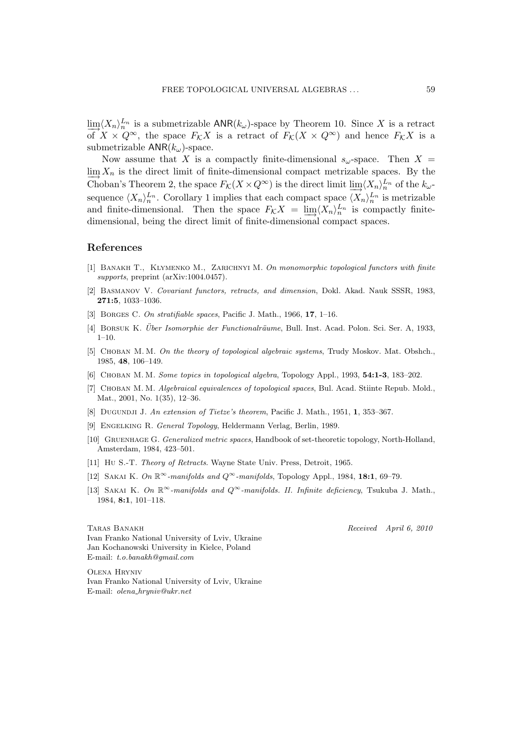$\varinjlim \langle X_n \rangle_n^{L_n}$ is a submetrizable $\mathsf{ANR}(k_\omega)$-space by Theorem 10. Since $X$ is a retract of $X \times Q^\infty$, the space $F_\mathcal{K} X$ is a retract of $F_\mathcal{K}(X \times Q^\infty)$ and hence $F_\mathcal{K} X$ is a submetrizable $\mathsf{ANR}(k_\omega)$-space.

Now assume that $X$ is a compactly finite-dimensional $s_\omega$-space. Then $X = \varinjlim X_n$ is the direct limit of finite-dimensional compact metrizable spaces. By the Choban's Theorem 2, the space $F_\mathcal{K}(X \times Q^\infty)$ is the direct limit $\varinjlim \langle X_n \rangle_n^{L_n}$ of the $k_\omega$-sequence $\langle X_n \rangle_n^{L_n}$. Corollary 1 implies that each compact space $\langle X_n \rangle_n^{L_n}$ is metrizable and finite-dimensional. Then the space $F_\mathcal{K} X = \varinjlim \langle X_n \rangle_n^{L_n}$ is compactly finite-dimensional, being the direct limit of finite-dimensional compact spaces.

## References

[1] Banakh T., Klymenko M., Zarichnyi M. *On monomorphic topological functors with finite supports*, preprint (arXiv:1004.0457).

[2] Basmanov V. *Covariant functors, retracts, and dimension*, Dokl. Akad. Nauk SSSR, 1983, **271:5**, 1033–1036.

[3] Borges C. *On stratifiable spaces*, Pacific J. Math., 1966, **17**, 1–16.

[4] Borsuk K. *Über Isomorphie der Functionalräume*, Bull. Inst. Acad. Polon. Sci. Ser. A, 1933, 1–10.

[5] Choban M. M. *On the theory of topological algebraic systems*, Trudy Moskov. Mat. Obshch., 1985, **48**, 106–149.

[6] Choban M. M. *Some topics in topological algebra*, Topology Appl., 1993, **54:1-3**, 183–202.

[7] Choban M. M. *Algebraical equivalences of topological spaces*, Bul. Acad. Stiinte Repub. Mold., Mat., 2001, No. 1(35), 12–36.

[8] Dugundji J. *An extension of Tietze's theorem*, Pacific J. Math., 1951, **1**, 353–367.

[9] Engelking R. *General Topology*, Heldermann Verlag, Berlin, 1989.

[10] Gruenhage G. *Generalized metric spaces*, Handbook of set-theoretic topology, North-Holland, Amsterdam, 1984, 423–501.

[11] Hu S.-T. *Theory of Retracts*. Wayne State Univ. Press, Detroit, 1965.

[12] Sakai K. *On $\mathbb{R}^\infty$-manifolds and $Q^\infty$-manifolds*, Topology Appl., 1984, **18:1**, 69–79.

[13] Sakai K. *On $\mathbb{R}^\infty$-manifolds and $Q^\infty$-manifolds. II. Infinite deficiency*, Tsukuba J. Math., 1984, **8:1**, 101–118.

Taras Banakh
Ivan Franko National University of Lviv, Ukraine
Jan Kochanowski University in Kielce, Poland
E-mail: *t.o.banakh@gmail.com*

*Received April 6, 2010*

Olena Hryniv
Ivan Franko National University of Lviv, Ukraine
E-mail: *olena_hryniv@ukr.net*